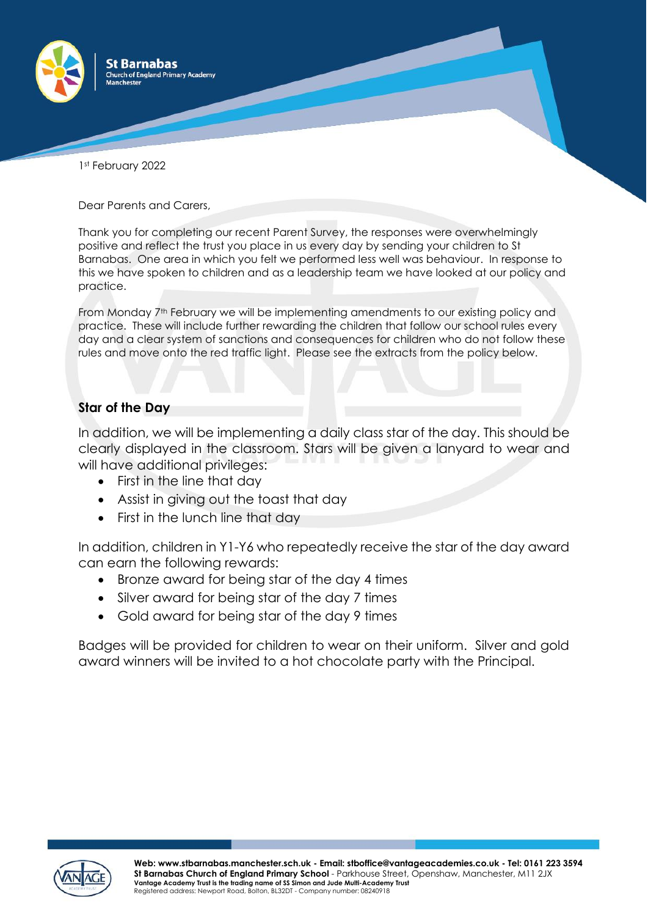1st February 2022

Dear Parents and Carers,

Thank you for completing our recent Parent Survey, the responses were overwhelmingly positive and reflect the trust you place in us every day by sending your children to St Barnabas. One area in which you felt we performed less well was behaviour. In response to this we have spoken to children and as a leadership team we have looked at our policy and practice.

From Monday 7th February we will be implementing amendments to our existing policy and practice. These will include further rewarding the children that follow our school rules every day and a clear system of sanctions and consequences for children who do not follow these rules and move onto the red traffic light. Please see the extracts from the policy below.

**Star of the Day**

In addition, we will be implementing a daily class star of the day. This should be clearly displayed in the classroom. Stars will be given a lanyard to wear and will have additional privileges:

- First in the line that day
- Assist in giving out the toast that day
- First in the lunch line that day

In addition, children in Y1-Y6 who repeatedly receive the star of the day award can earn the following rewards:

- Bronze award for being star of the day 4 times
- Silver award for being star of the day 7 times
- Gold award for being star of the day 9 times

Badges will be provided for children to wear on their uniform. Silver and gold award winners will be invited to a hot chocolate party with the Principal.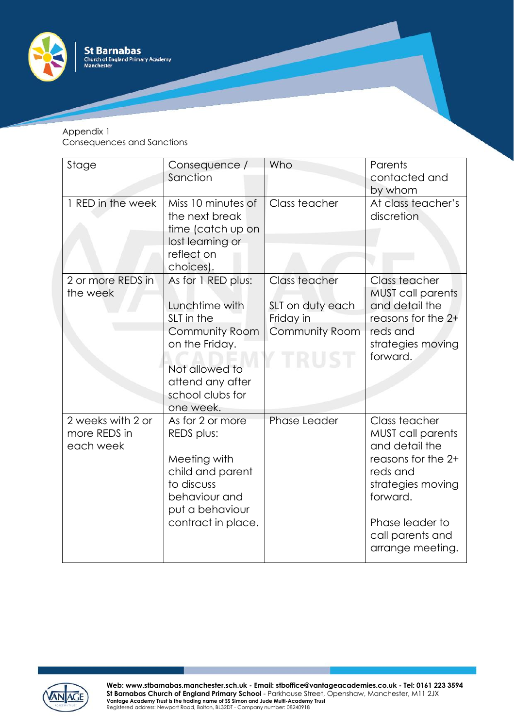Appendix 1
Consequences and Sanctions

| Stage | Consequence / Sanction | Who | Parents contacted and by whom |
| --- | --- | --- | --- |
| 1 RED in the week | Miss 10 minutes of the next break time (catch up on lost learning or reflect on choices). | Class teacher | At class teacher's discretion |
| 2 or more REDS in the week | As for 1 RED plus:<br><br>Lunchtime with SLT in the Community Room on the Friday.<br><br>Not allowed to attend any after school clubs for one week. | Class teacher<br><br>SLT on duty each Friday in Community Room | Class teacher MUST call parents and detail the reasons for the 2+ reds and strategies moving forward. |
| 2 weeks with 2 or more REDS in each week | As for 2 or more REDS plus:<br><br>Meeting with child and parent to discuss behaviour and put a behaviour contract in place. | Phase Leader | Class teacher MUST call parents and detail the reasons for the 2+ reds and strategies moving forward.<br><br>Phase leader to call parents and arrange meeting. |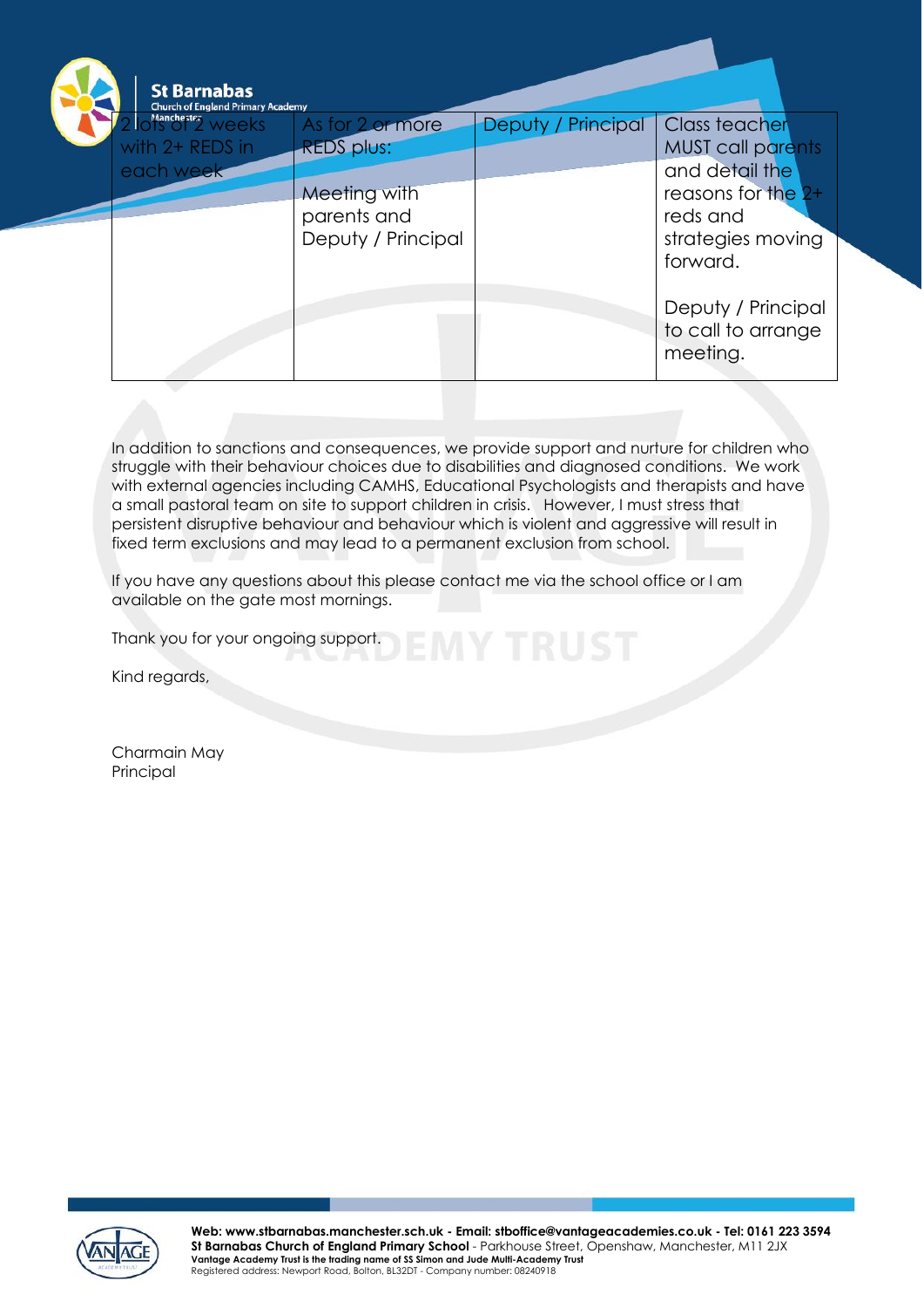| | | | |
|---|---|---|---|
| 2 lots of 2 weeks with 2+ REDS in each week | As for 2 or more REDS plus:<br><br>Meeting with parents and Deputy / Principal | Deputy / Principal | Class teacher MUST call parents and detail the reasons for the 2+ reds and strategies moving forward.<br><br>Deputy / Principal to call to arrange meeting. |

In addition to sanctions and consequences, we provide support and nurture for children who struggle with their behaviour choices due to disabilities and diagnosed conditions. We work with external agencies including CAMHS, Educational Psychologists and therapists and have a small pastoral team on site to support children in crisis. However, I must stress that persistent disruptive behaviour and behaviour which is violent and aggressive will result in fixed term exclusions and may lead to a permanent exclusion from school.

If you have any questions about this please contact me via the school office or I am available on the gate most mornings.

Thank you for your ongoing support.

Kind regards,

Charmain May
Principal